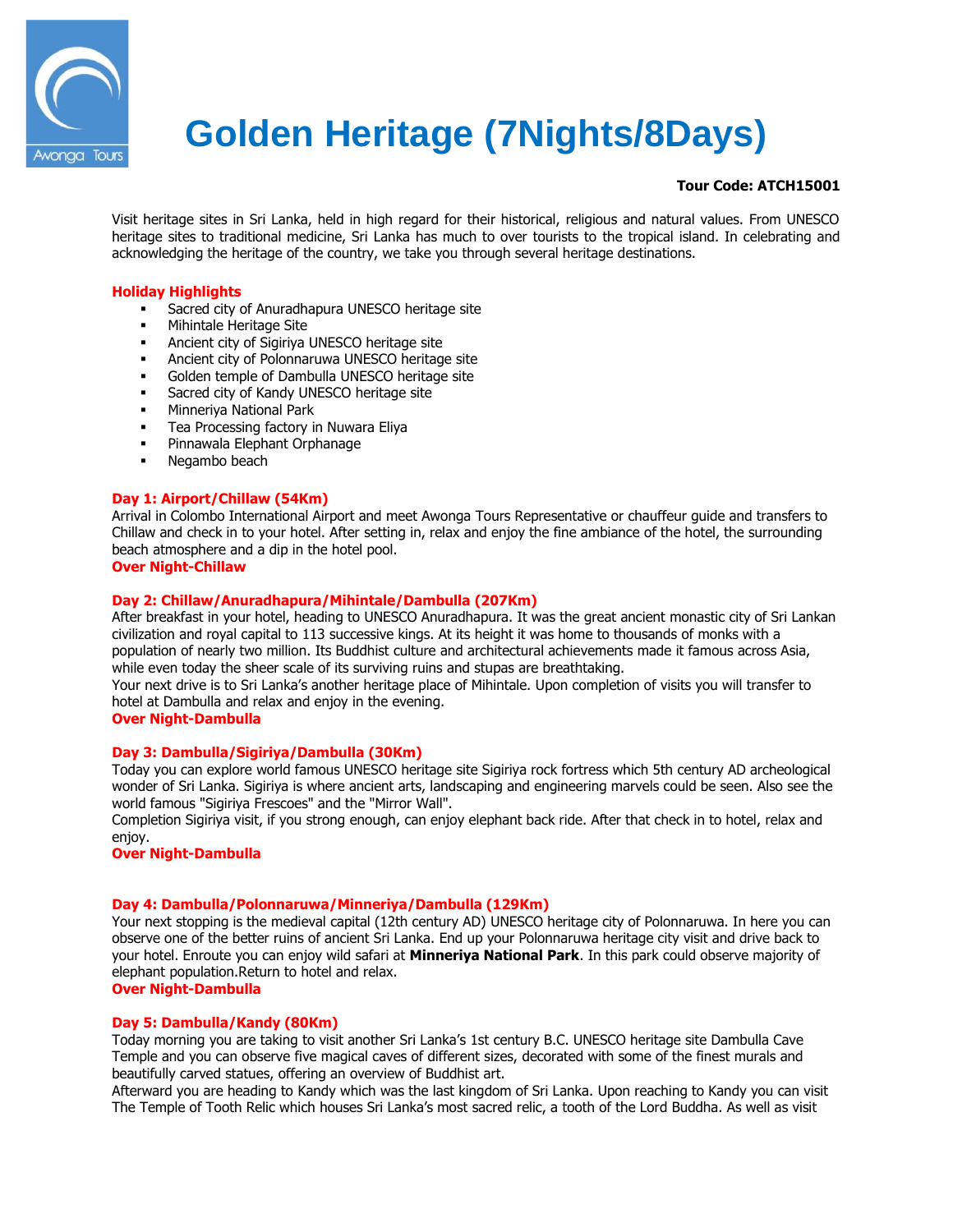# Golden Heritage (7Nights/8Days)

**Tour Code: ATCH15001**

Visit heritage sites in Sri Lanka, held in high regard for their historical, religious and natural values. From UNESCO heritage sites to traditional medicine, Sri Lanka has much to over tourists to the tropical island. In celebrating and acknowledging the heritage of the country, we take you through several heritage destinations.

**Holiday Highlights**

- Sacred city of Anuradhapura UNESCO heritage site
- Mihintale Heritage Site
- Ancient city of Sigiriya UNESCO heritage site
- Ancient city of Polonnaruwa UNESCO heritage site
- Golden temple of Dambulla UNESCO heritage site
- Sacred city of Kandy UNESCO heritage site
- Minneriya National Park
- Tea Processing factory in Nuwara Eliya
- Pinnawala Elephant Orphanage
- Negambo beach

**Day 1: Airport/Chillaw (54Km)**

Arrival in Colombo International Airport and meet Awonga Tours Representative or chauffeur guide and transfers to Chillaw and check in to your hotel. After setting in, relax and enjoy the fine ambiance of the hotel, the surrounding beach atmosphere and a dip in the hotel pool.

**Over Night-Chillaw**

**Day 2: Chillaw/Anuradhapura/Mihintale/Dambulla (207Km)**

After breakfast in your hotel, heading to UNESCO Anuradhapura. It was the great ancient monastic city of Sri Lankan civilization and royal capital to 113 successive kings. At its height it was home to thousands of monks with a population of nearly two million. Its Buddhist culture and architectural achievements made it famous across Asia, while even today the sheer scale of its surviving ruins and stupas are breathtaking.

Your next drive is to Sri Lanka's another heritage place of Mihintale. Upon completion of visits you will transfer to hotel at Dambulla and relax and enjoy in the evening.

**Over Night-Dambulla**

**Day 3: Dambulla/Sigiriya/Dambulla (30Km)**

Today you can explore world famous UNESCO heritage site Sigiriya rock fortress which 5th century AD archeological wonder of Sri Lanka. Sigiriya is where ancient arts, landscaping and engineering marvels could be seen. Also see the world famous "Sigiriya Frescoes" and the "Mirror Wall".

Completion Sigiriya visit, if you strong enough, can enjoy elephant back ride. After that check in to hotel, relax and enjoy.

**Over Night-Dambulla**

**Day 4: Dambulla/Polonnaruwa/Minneriya/Dambulla (129Km)**

Your next stopping is the medieval capital (12th century AD) UNESCO heritage city of Polonnaruwa. In here you can observe one of the better ruins of ancient Sri Lanka. End up your Polonnaruwa heritage city visit and drive back to your hotel. Enroute you can enjoy wild safari at **Minneriya National Park**. In this park could observe majority of elephant population.Return to hotel and relax.

**Over Night-Dambulla**

**Day 5: Dambulla/Kandy (80Km)**

Today morning you are taking to visit another Sri Lanka's 1st century B.C. UNESCO heritage site Dambulla Cave Temple and you can observe five magical caves of different sizes, decorated with some of the finest murals and beautifully carved statues, offering an overview of Buddhist art.

Afterward you are heading to Kandy which was the last kingdom of Sri Lanka. Upon reaching to Kandy you can visit The Temple of Tooth Relic which houses Sri Lanka's most sacred relic, a tooth of the Lord Buddha. As well as visit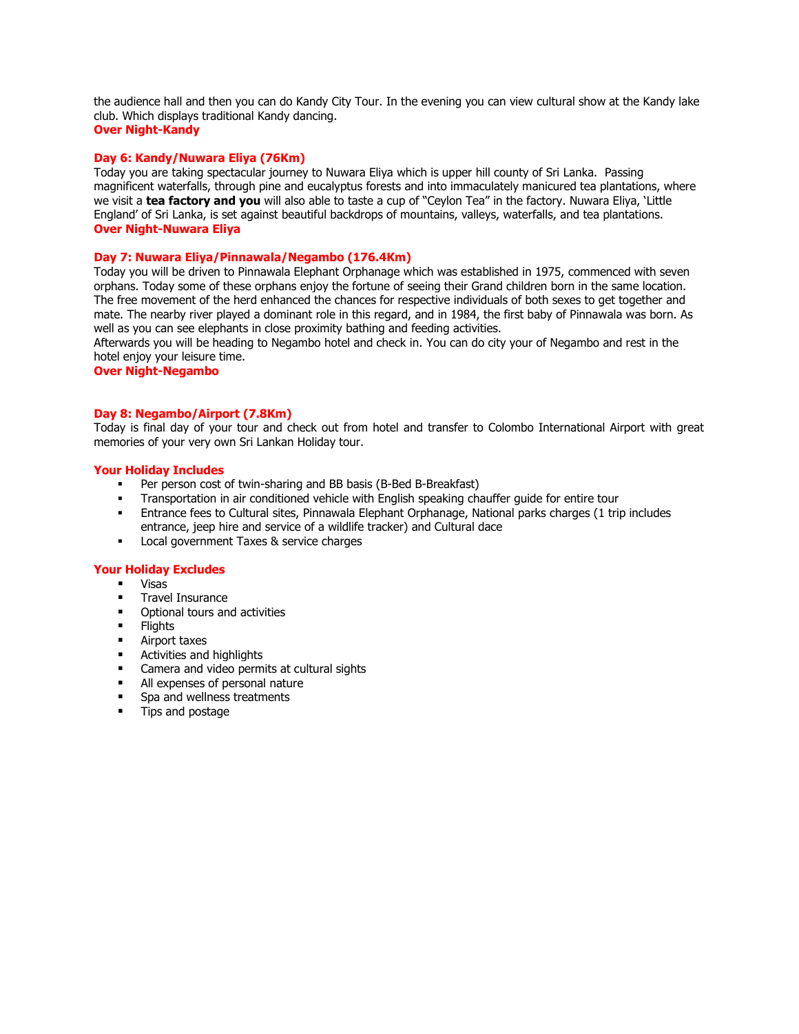the audience hall and then you can do Kandy City Tour. In the evening you can view cultural show at the Kandy lake club. Which displays traditional Kandy dancing.

**Over Night-Kandy**

### Day 6: Kandy/Nuwara Eliya (76Km)

Today you are taking spectacular journey to Nuwara Eliya which is upper hill county of Sri Lanka. Passing magnificent waterfalls, through pine and eucalyptus forests and into immaculately manicured tea plantations, where we visit a **tea factory and you** will also able to taste a cup of "Ceylon Tea" in the factory. Nuwara Eliya, 'Little England' of Sri Lanka, is set against beautiful backdrops of mountains, valleys, waterfalls, and tea plantations.

**Over Night-Nuwara Eliya**

### Day 7: Nuwara Eliya/Pinnawala/Negambo (176.4Km)

Today you will be driven to Pinnawala Elephant Orphanage which was established in 1975, commenced with seven orphans. Today some of these orphans enjoy the fortune of seeing their Grand children born in the same location. The free movement of the herd enhanced the chances for respective individuals of both sexes to get together and mate. The nearby river played a dominant role in this regard, and in 1984, the first baby of Pinnawala was born. As well as you can see elephants in close proximity bathing and feeding activities.

Afterwards you will be heading to Negambo hotel and check in. You can do city your of Negambo and rest in the hotel enjoy your leisure time.

**Over Night-Negambo**

### Day 8: Negambo/Airport (7.8Km)

Today is final day of your tour and check out from hotel and transfer to Colombo International Airport with great memories of your very own Sri Lankan Holiday tour.

### Your Holiday Includes

- Per person cost of twin-sharing and BB basis (B-Bed B-Breakfast)
- Transportation in air conditioned vehicle with English speaking chauffer guide for entire tour
- Entrance fees to Cultural sites, Pinnawala Elephant Orphanage, National parks charges (1 trip includes entrance, jeep hire and service of a wildlife tracker) and Cultural dace
- Local government Taxes & service charges

### Your Holiday Excludes

- Visas
- Travel Insurance
- Optional tours and activities
- Flights
- Airport taxes
- Activities and highlights
- Camera and video permits at cultural sights
- All expenses of personal nature
- Spa and wellness treatments
- Tips and postage